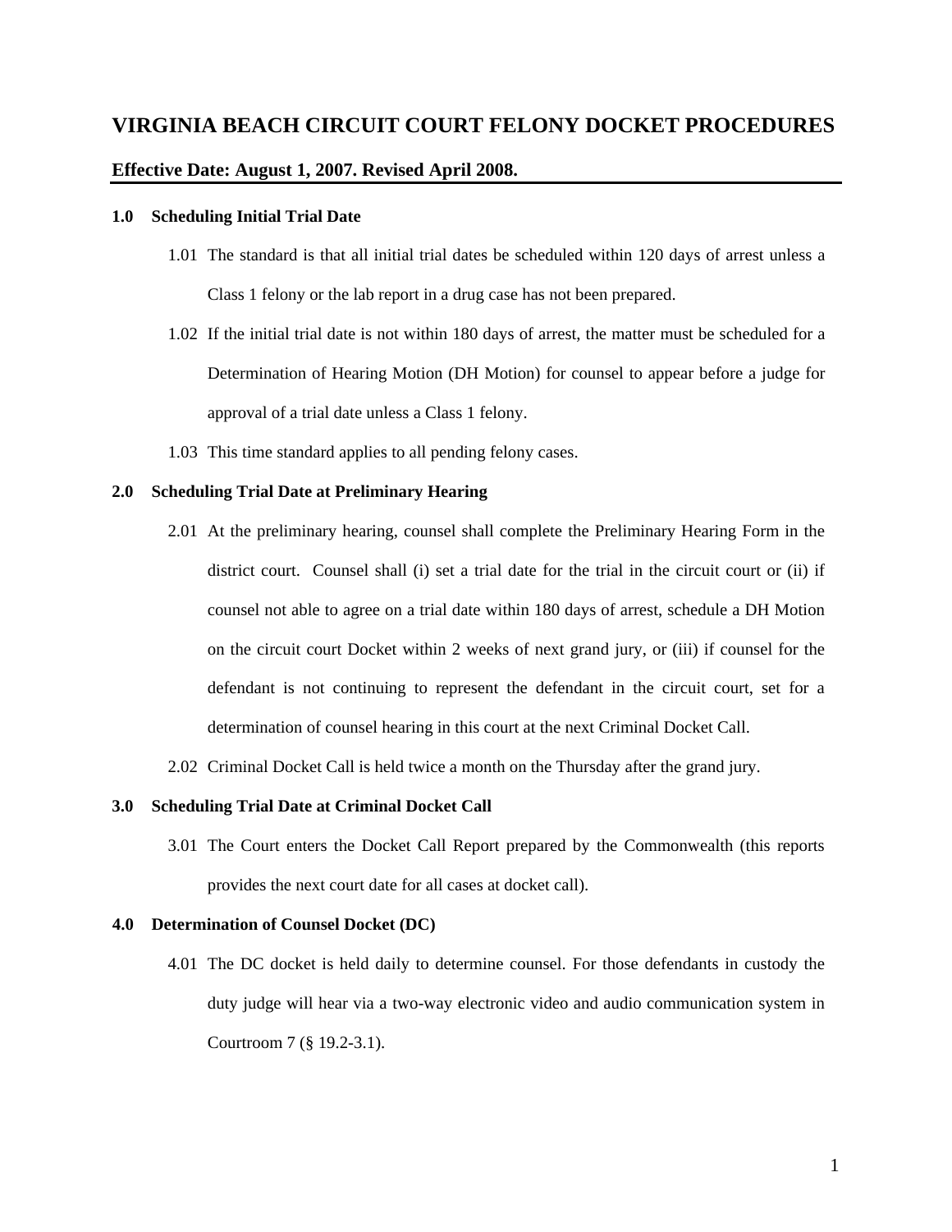# VIRGINIA BEACH CIRCUIT COURT FELONY DOCKET PROCEDURES

**Effective Date: August 1, 2007. Revised April 2008.**

## 1.0 Scheduling Initial Trial Date

1.01 The standard is that all initial trial dates be scheduled within 120 days of arrest unless a Class 1 felony or the lab report in a drug case has not been prepared.

1.02 If the initial trial date is not within 180 days of arrest, the matter must be scheduled for a Determination of Hearing Motion (DH Motion) for counsel to appear before a judge for approval of a trial date unless a Class 1 felony.

1.03 This time standard applies to all pending felony cases.

## 2.0 Scheduling Trial Date at Preliminary Hearing

2.01 At the preliminary hearing, counsel shall complete the Preliminary Hearing Form in the district court. Counsel shall (i) set a trial date for the trial in the circuit court or (ii) if counsel not able to agree on a trial date within 180 days of arrest, schedule a DH Motion on the circuit court Docket within 2 weeks of next grand jury, or (iii) if counsel for the defendant is not continuing to represent the defendant in the circuit court, set for a determination of counsel hearing in this court at the next Criminal Docket Call.

2.02 Criminal Docket Call is held twice a month on the Thursday after the grand jury.

## 3.0 Scheduling Trial Date at Criminal Docket Call

3.01 The Court enters the Docket Call Report prepared by the Commonwealth (this reports provides the next court date for all cases at docket call).

## 4.0 Determination of Counsel Docket (DC)

4.01 The DC docket is held daily to determine counsel. For those defendants in custody the duty judge will hear via a two-way electronic video and audio communication system in Courtroom 7 (§ 19.2-3.1).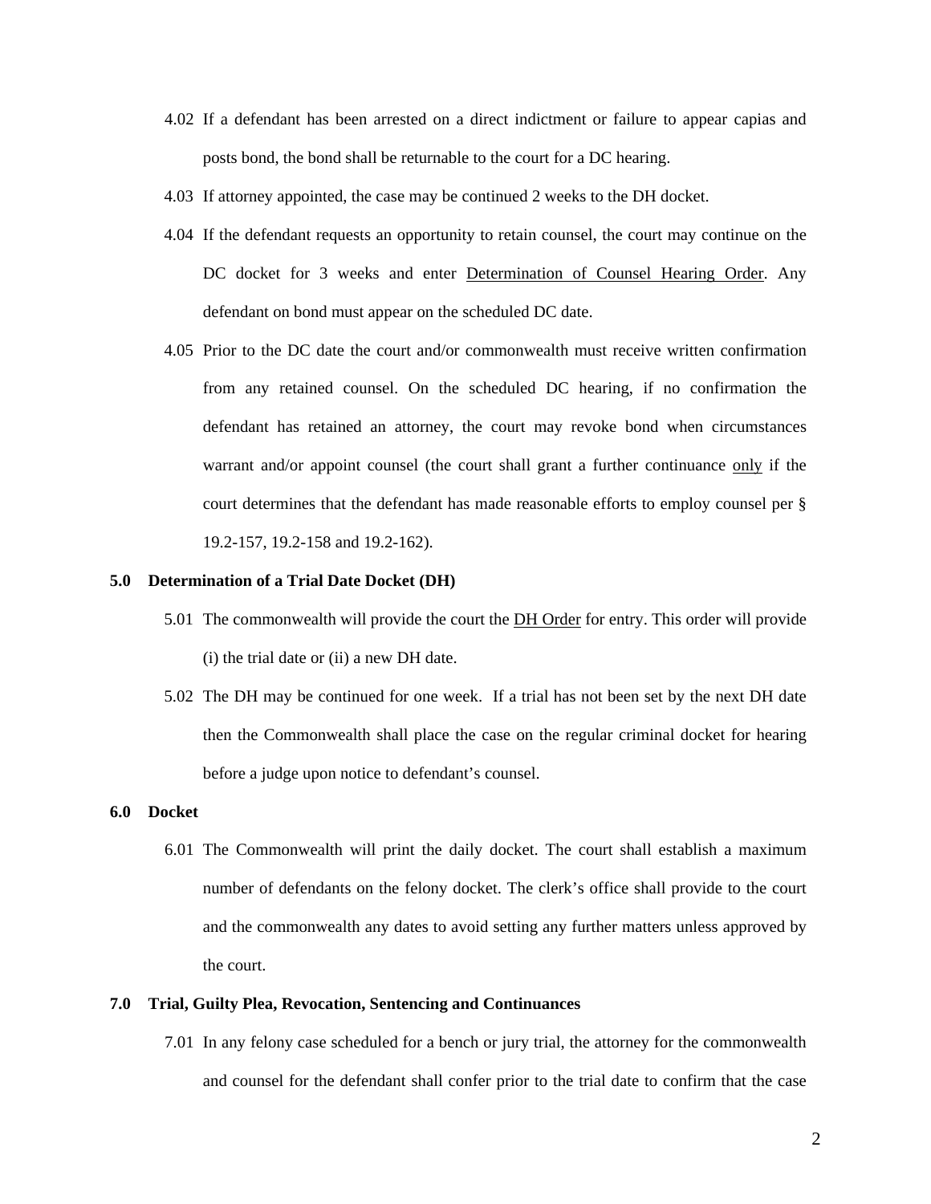4.02 If a defendant has been arrested on a direct indictment or failure to appear capias and posts bond, the bond shall be returnable to the court for a DC hearing.

4.03 If attorney appointed, the case may be continued 2 weeks to the DH docket.

4.04 If the defendant requests an opportunity to retain counsel, the court may continue on the DC docket for 3 weeks and enter <u>Determination of Counsel Hearing Order</u>. Any defendant on bond must appear on the scheduled DC date.

4.05 Prior to the DC date the court and/or commonwealth must receive written confirmation from any retained counsel. On the scheduled DC hearing, if no confirmation the defendant has retained an attorney, the court may revoke bond when circumstances warrant and/or appoint counsel (the court shall grant a further continuance <u>only</u> if the court determines that the defendant has made reasonable efforts to employ counsel per § 19.2-157, 19.2-158 and 19.2-162).

**5.0 Determination of a Trial Date Docket (DH)**

5.01 The commonwealth will provide the court the <u>DH Order</u> for entry. This order will provide (i) the trial date or (ii) a new DH date.

5.02 The DH may be continued for one week. If a trial has not been set by the next DH date then the Commonwealth shall place the case on the regular criminal docket for hearing before a judge upon notice to defendant's counsel.

**6.0 Docket**

6.01 The Commonwealth will print the daily docket. The court shall establish a maximum number of defendants on the felony docket. The clerk's office shall provide to the court and the commonwealth any dates to avoid setting any further matters unless approved by the court.

**7.0 Trial, Guilty Plea, Revocation, Sentencing and Continuances**

7.01 In any felony case scheduled for a bench or jury trial, the attorney for the commonwealth and counsel for the defendant shall confer prior to the trial date to confirm that the case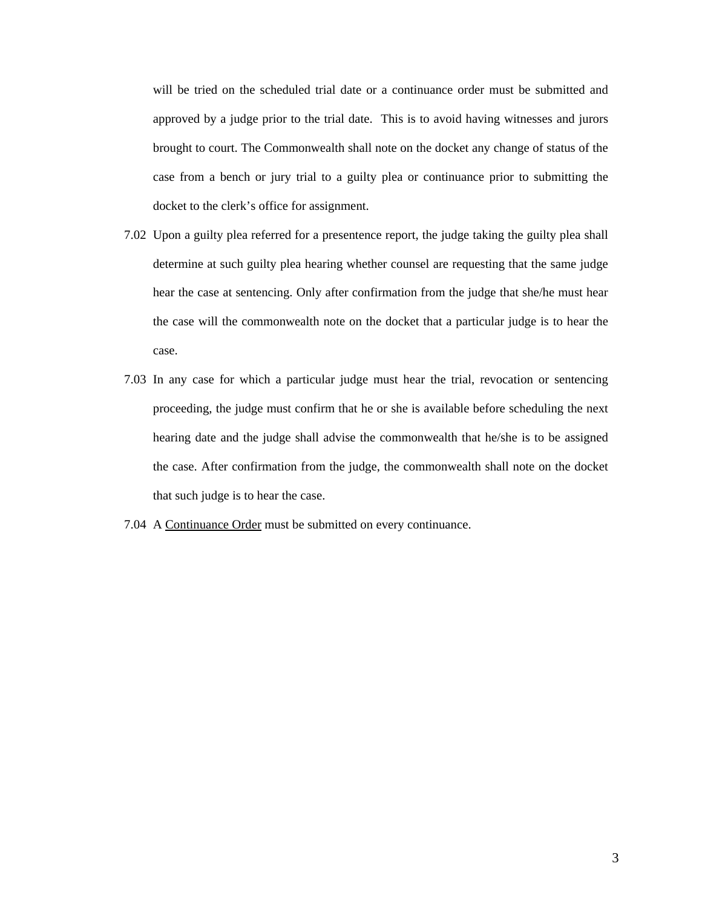will be tried on the scheduled trial date or a continuance order must be submitted and approved by a judge prior to the trial date. This is to avoid having witnesses and jurors brought to court. The Commonwealth shall note on the docket any change of status of the case from a bench or jury trial to a guilty plea or continuance prior to submitting the docket to the clerk's office for assignment.

7.02 Upon a guilty plea referred for a presentence report, the judge taking the guilty plea shall determine at such guilty plea hearing whether counsel are requesting that the same judge hear the case at sentencing. Only after confirmation from the judge that she/he must hear the case will the commonwealth note on the docket that a particular judge is to hear the case.

7.03 In any case for which a particular judge must hear the trial, revocation or sentencing proceeding, the judge must confirm that he or she is available before scheduling the next hearing date and the judge shall advise the commonwealth that he/she is to be assigned the case. After confirmation from the judge, the commonwealth shall note on the docket that such judge is to hear the case.

7.04 A <u>Continuance Order</u> must be submitted on every continuance.